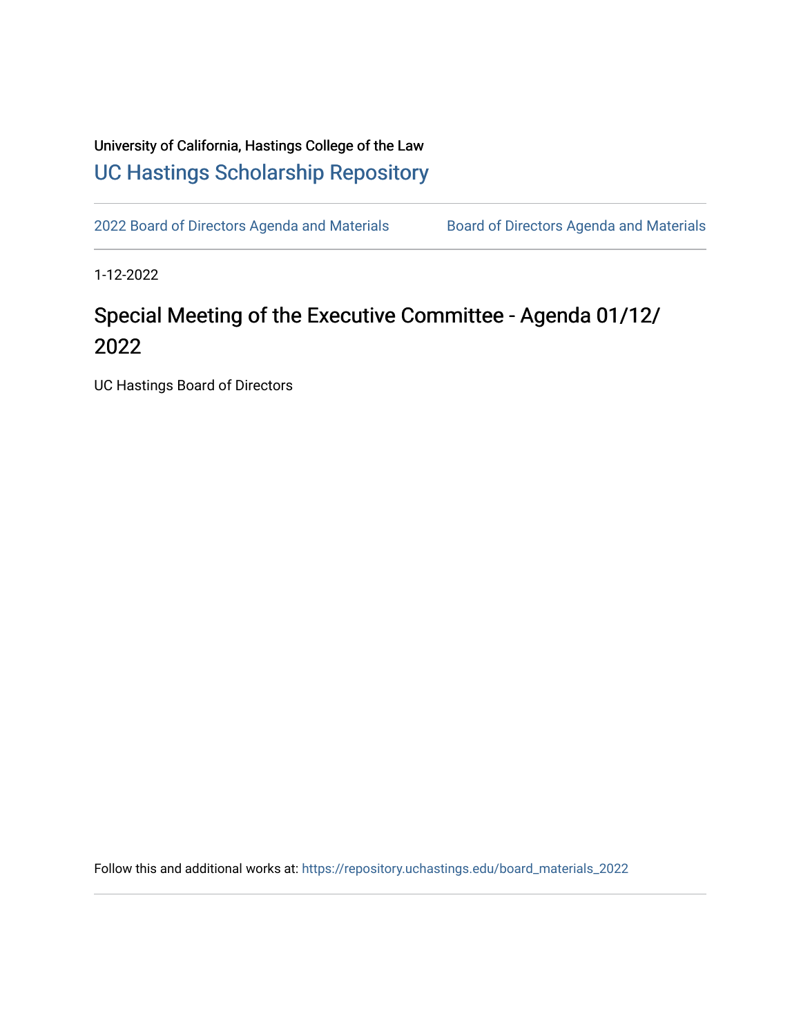University of California, Hastings College of the Law

# UC Hastings Scholarship Repository

2022 Board of Directors Agenda and Materials | Board of Directors Agenda and Materials

1-12-2022

## Special Meeting of the Executive Committee - Agenda 01/12/2022

UC Hastings Board of Directors

Follow this and additional works at: https://repository.uchastings.edu/board_materials_2022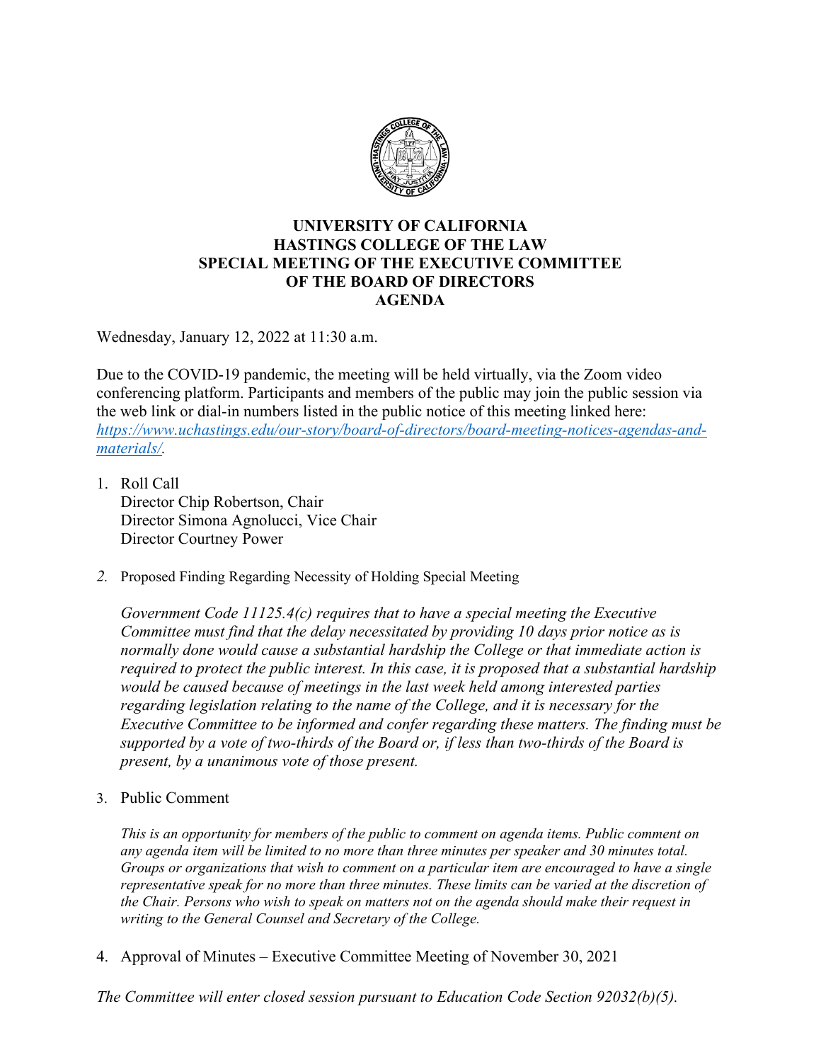# UNIVERSITY OF CALIFORNIA
# HASTINGS COLLEGE OF THE LAW
# SPECIAL MEETING OF THE EXECUTIVE COMMITTEE
# OF THE BOARD OF DIRECTORS
# AGENDA

Wednesday, January 12, 2022 at 11:30 a.m.

Due to the COVID-19 pandemic, the meeting will be held virtually, via the Zoom video conferencing platform. Participants and members of the public may join the public session via the web link or dial-in numbers listed in the public notice of this meeting linked here: *https://www.uchastings.edu/our-story/board-of-directors/board-meeting-notices-agendas-and-materials/*.

1. Roll Call
   Director Chip Robertson, Chair
   Director Simona Agnolucci, Vice Chair
   Director Courtney Power

2. Proposed Finding Regarding Necessity of Holding Special Meeting

   *Government Code 11125.4(c) requires that to have a special meeting the Executive Committee must find that the delay necessitated by providing 10 days prior notice as is normally done would cause a substantial hardship the College or that immediate action is required to protect the public interest. In this case, it is proposed that a substantial hardship would be caused because of meetings in the last week held among interested parties regarding legislation relating to the name of the College, and it is necessary for the Executive Committee to be informed and confer regarding these matters. The finding must be supported by a vote of two-thirds of the Board or, if less than two-thirds of the Board is present, by a unanimous vote of those present.*

3. Public Comment

   *This is an opportunity for members of the public to comment on agenda items. Public comment on any agenda item will be limited to no more than three minutes per speaker and 30 minutes total. Groups or organizations that wish to comment on a particular item are encouraged to have a single representative speak for no more than three minutes. These limits can be varied at the discretion of the Chair. Persons who wish to speak on matters not on the agenda should make their request in writing to the General Counsel and Secretary of the College.*

4. Approval of Minutes – Executive Committee Meeting of November 30, 2021

*The Committee will enter closed session pursuant to Education Code Section 92032(b)(5).*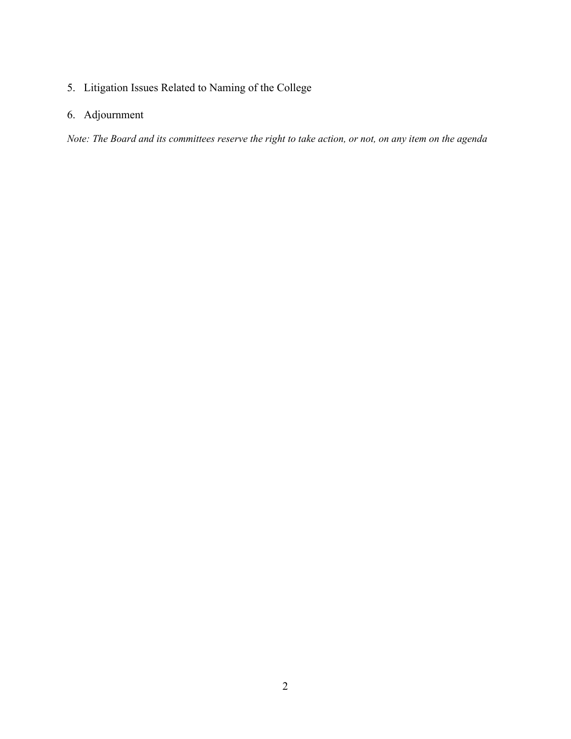5. Litigation Issues Related to Naming of the College
6. Adjournment

*Note: The Board and its committees reserve the right to take action, or not, on any item on the agenda*